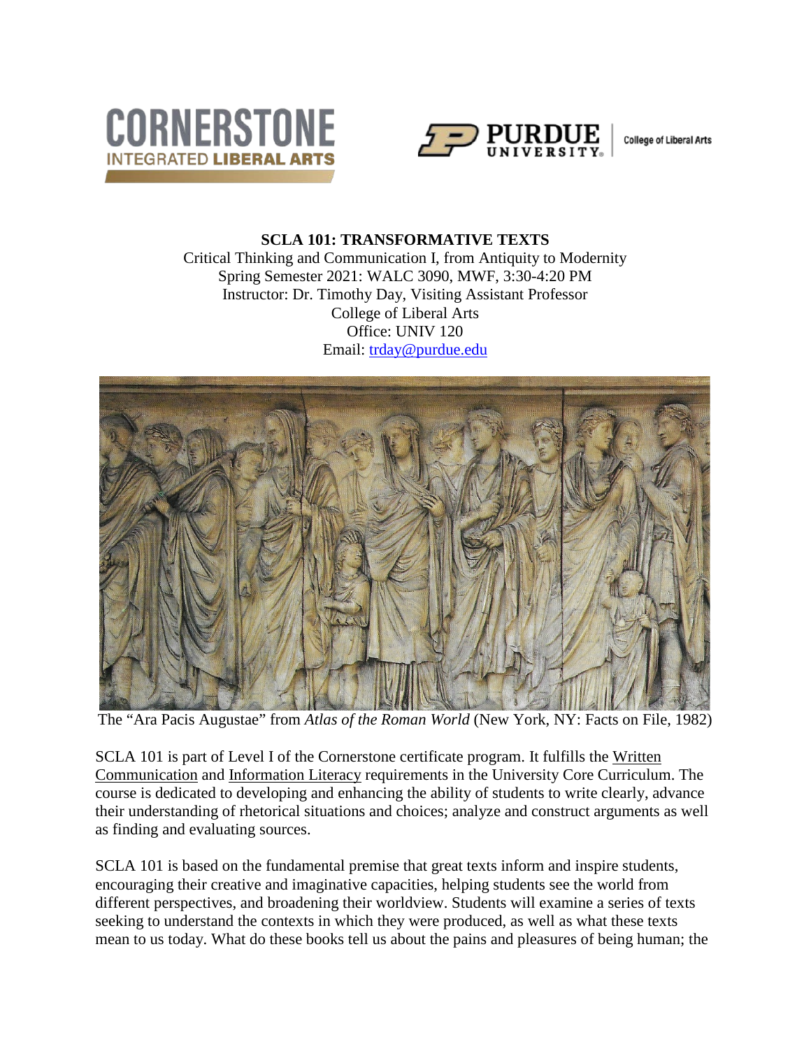CORNERSTONE INTEGRATED LIBERAL ARTS

PURDUE UNIVERSITY | College of Liberal Arts

**SCLA 101: TRANSFORMATIVE TEXTS**

Critical Thinking and Communication I, from Antiquity to Modernity
Spring Semester 2021: WALC 3090, MWF, 3:30-4:20 PM
Instructor: Dr. Timothy Day, Visiting Assistant Professor
College of Liberal Arts
Office: UNIV 120
Email: trday@purdue.edu

The "Ara Pacis Augustae" from *Atlas of the Roman World* (New York, NY: Facts on File, 1982)

SCLA 101 is part of Level I of the Cornerstone certificate program. It fulfills the Written Communication and Information Literacy requirements in the University Core Curriculum. The course is dedicated to developing and enhancing the ability of students to write clearly, advance their understanding of rhetorical situations and choices; analyze and construct arguments as well as finding and evaluating sources.

SCLA 101 is based on the fundamental premise that great texts inform and inspire students, encouraging their creative and imaginative capacities, helping students see the world from different perspectives, and broadening their worldview. Students will examine a series of texts seeking to understand the contexts in which they were produced, as well as what these texts mean to us today. What do these books tell us about the pains and pleasures of being human; the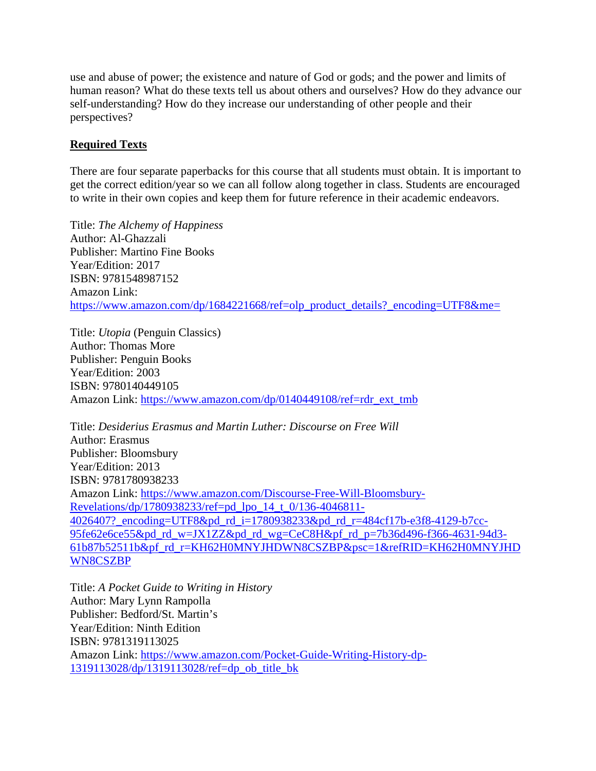use and abuse of power; the existence and nature of God or gods; and the power and limits of human reason? What do these texts tell us about others and ourselves? How do they advance our self-understanding? How do they increase our understanding of other people and their perspectives?

**Required Texts**

There are four separate paperbacks for this course that all students must obtain. It is important to get the correct edition/year so we can all follow along together in class. Students are encouraged to write in their own copies and keep them for future reference in their academic endeavors.

Title: *The Alchemy of Happiness*
Author: Al-Ghazzali
Publisher: Martino Fine Books
Year/Edition: 2017
ISBN: 9781548987152
Amazon Link:
https://www.amazon.com/dp/1684221668/ref=olp_product_details?_encoding=UTF8&me=

Title: *Utopia* (Penguin Classics)
Author: Thomas More
Publisher: Penguin Books
Year/Edition: 2003
ISBN: 9780140449105
Amazon Link: https://www.amazon.com/dp/0140449108/ref=rdr_ext_tmb

Title: *Desiderius Erasmus and Martin Luther: Discourse on Free Will*
Author: Erasmus
Publisher: Bloomsbury
Year/Edition: 2013
ISBN: 9781780938233
Amazon Link: https://www.amazon.com/Discourse-Free-Will-Bloomsbury-Revelations/dp/1780938233/ref=pd_lpo_14_t_0/136-4046811-4026407?_encoding=UTF8&pd_rd_i=1780938233&pd_rd_r=484cf17b-e3f8-4129-b7cc-95fe62e6ce55&pd_rd_w=JX1ZZ&pd_rd_wg=CeC8H&pf_rd_p=7b36d496-f366-4631-94d3-61b87b52511b&pf_rd_r=KH62H0MNYJHDWN8CSZBP&psc=1&refRID=KH62H0MNYJHDWN8CSZBP

Title: *A Pocket Guide to Writing in History*
Author: Mary Lynn Rampolla
Publisher: Bedford/St. Martin's
Year/Edition: Ninth Edition
ISBN: 9781319113025
Amazon Link: https://www.amazon.com/Pocket-Guide-Writing-History-dp-1319113028/dp/1319113028/ref=dp_ob_title_bk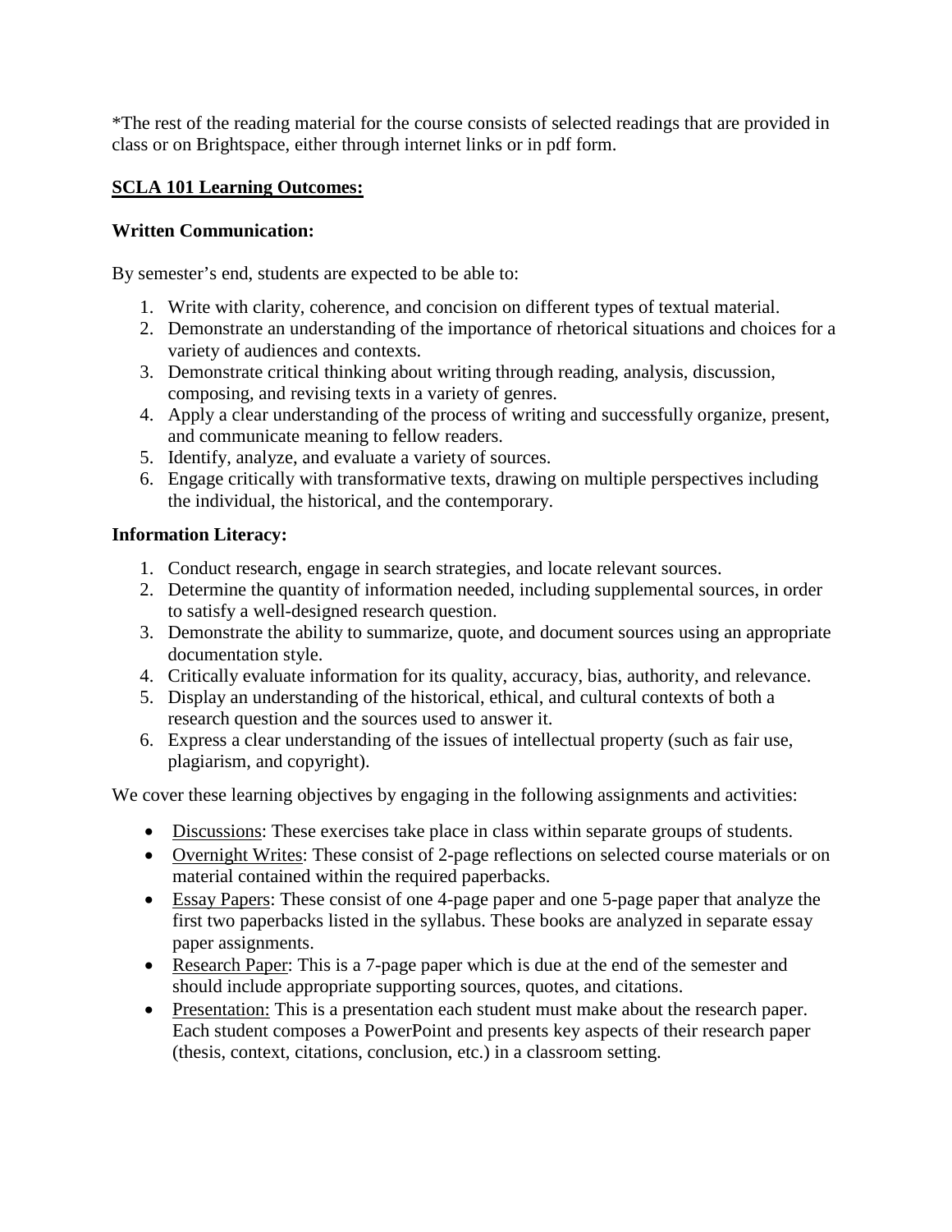*The rest of the reading material for the course consists of selected readings that are provided in class or on Brightspace, either through internet links or in pdf form.

## SCLA 101 Learning Outcomes:

### Written Communication:

By semester's end, students are expected to be able to:

1. Write with clarity, coherence, and concision on different types of textual material.
2. Demonstrate an understanding of the importance of rhetorical situations and choices for a variety of audiences and contexts.
3. Demonstrate critical thinking about writing through reading, analysis, discussion, composing, and revising texts in a variety of genres.
4. Apply a clear understanding of the process of writing and successfully organize, present, and communicate meaning to fellow readers.
5. Identify, analyze, and evaluate a variety of sources.
6. Engage critically with transformative texts, drawing on multiple perspectives including the individual, the historical, and the contemporary.

### Information Literacy:

1. Conduct research, engage in search strategies, and locate relevant sources.
2. Determine the quantity of information needed, including supplemental sources, in order to satisfy a well-designed research question.
3. Demonstrate the ability to summarize, quote, and document sources using an appropriate documentation style.
4. Critically evaluate information for its quality, accuracy, bias, authority, and relevance.
5. Display an understanding of the historical, ethical, and cultural contexts of both a research question and the sources used to answer it.
6. Express a clear understanding of the issues of intellectual property (such as fair use, plagiarism, and copyright).

We cover these learning objectives by engaging in the following assignments and activities:

- Discussions: These exercises take place in class within separate groups of students.
- Overnight Writes: These consist of 2-page reflections on selected course materials or on material contained within the required paperbacks.
- Essay Papers: These consist of one 4-page paper and one 5-page paper that analyze the first two paperbacks listed in the syllabus. These books are analyzed in separate essay paper assignments.
- Research Paper: This is a 7-page paper which is due at the end of the semester and should include appropriate supporting sources, quotes, and citations.
- Presentation: This is a presentation each student must make about the research paper. Each student composes a PowerPoint and presents key aspects of their research paper (thesis, context, citations, conclusion, etc.) in a classroom setting.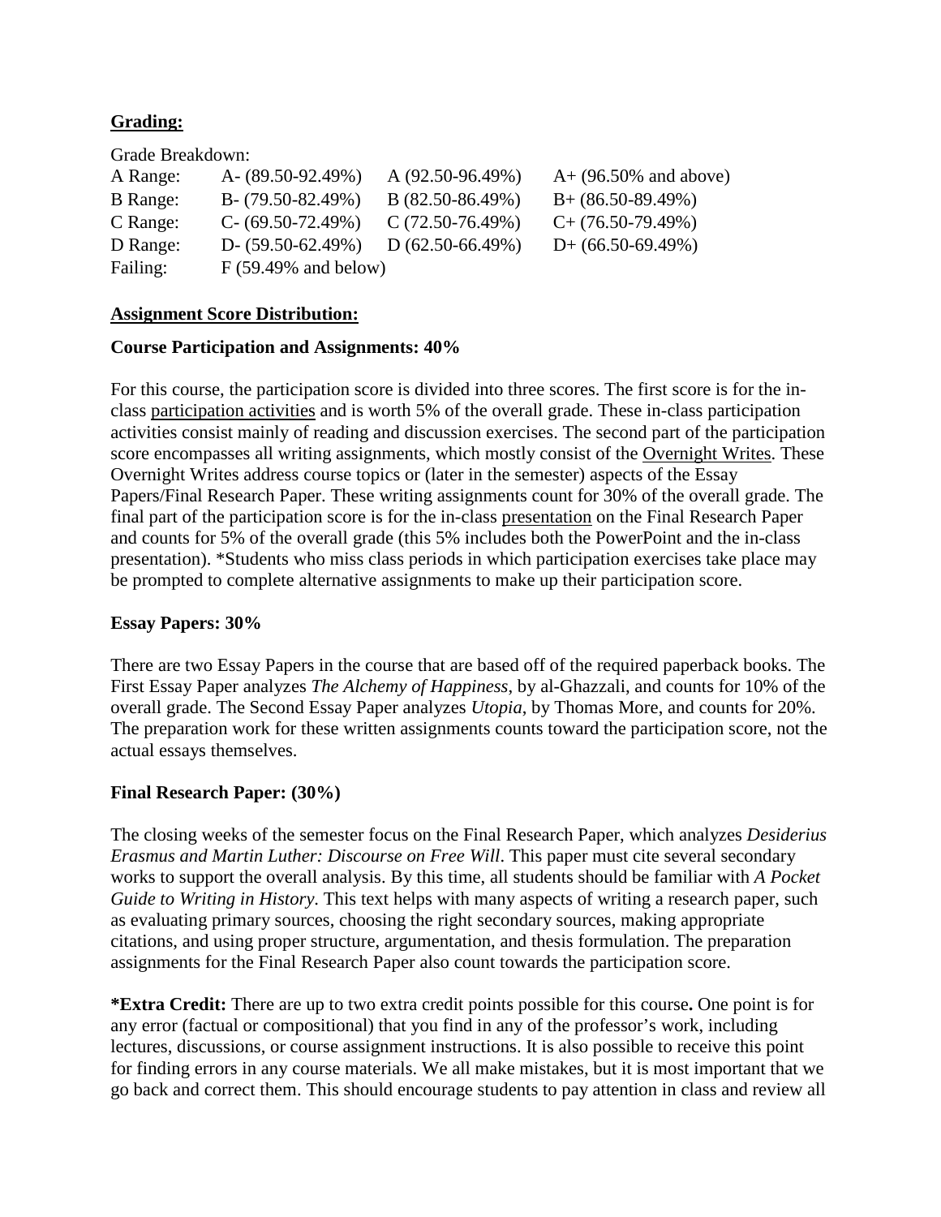**<u>Grading:</u>**

Grade Breakdown:

| | | | |
|---|---|---|---|
| A Range: | A- (89.50-92.49%) | A (92.50-96.49%) | A+ (96.50% and above) |
| B Range: | B- (79.50-82.49%) | B (82.50-86.49%) | B+ (86.50-89.49%) |
| C Range: | C- (69.50-72.49%) | C (72.50-76.49%) | C+ (76.50-79.49%) |
| D Range: | D- (59.50-62.49%) | D (62.50-66.49%) | D+ (66.50-69.49%) |
| Failing: | F (59.49% and below) | | |

**<u>Assignment Score Distribution:</u>**

**Course Participation and Assignments: 40%**

For this course, the participation score is divided into three scores. The first score is for the in-class <u>participation activities</u> and is worth 5% of the overall grade. These in-class participation activities consist mainly of reading and discussion exercises. The second part of the participation score encompasses all writing assignments, which mostly consist of the <u>Overnight Writes</u>. These Overnight Writes address course topics or (later in the semester) aspects of the Essay Papers/Final Research Paper. These writing assignments count for 30% of the overall grade. The final part of the participation score is for the in-class <u>presentation</u> on the Final Research Paper and counts for 5% of the overall grade (this 5% includes both the PowerPoint and the in-class presentation). *Students who miss class periods in which participation exercises take place may be prompted to complete alternative assignments to make up their participation score.

**Essay Papers: 30%**

There are two Essay Papers in the course that are based off of the required paperback books. The First Essay Paper analyzes *The Alchemy of Happiness*, by al-Ghazzali, and counts for 10% of the overall grade. The Second Essay Paper analyzes *Utopia*, by Thomas More, and counts for 20%. The preparation work for these written assignments counts toward the participation score, not the actual essays themselves.

**Final Research Paper: (30%)**

The closing weeks of the semester focus on the Final Research Paper, which analyzes *Desiderius Erasmus and Martin Luther: Discourse on Free Will*. This paper must cite several secondary works to support the overall analysis. By this time, all students should be familiar with *A Pocket Guide to Writing in History.* This text helps with many aspects of writing a research paper, such as evaluating primary sources, choosing the right secondary sources, making appropriate citations, and using proper structure, argumentation, and thesis formulation. The preparation assignments for the Final Research Paper also count towards the participation score.

**\*Extra Credit:** There are up to two extra credit points possible for this course**.** One point is for any error (factual or compositional) that you find in any of the professor's work, including lectures, discussions, or course assignment instructions. It is also possible to receive this point for finding errors in any course materials. We all make mistakes, but it is most important that we go back and correct them. This should encourage students to pay attention in class and review all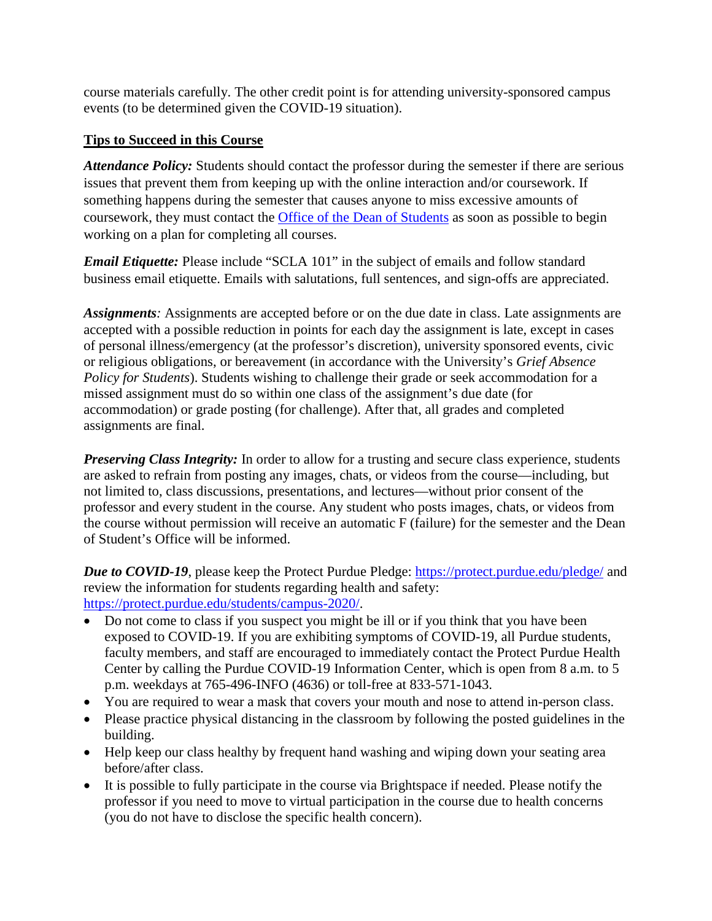course materials carefully. The other credit point is for attending university-sponsored campus events (to be determined given the COVID-19 situation).

## Tips to Succeed in this Course

***Attendance Policy:*** Students should contact the professor during the semester if there are serious issues that prevent them from keeping up with the online interaction and/or coursework. If something happens during the semester that causes anyone to miss excessive amounts of coursework, they must contact the [Office of the Dean of Students] as soon as possible to begin working on a plan for completing all courses.

***Email Etiquette:*** Please include "SCLA 101" in the subject of emails and follow standard business email etiquette. Emails with salutations, full sentences, and sign-offs are appreciated.

***Assignments:*** Assignments are accepted before or on the due date in class. Late assignments are accepted with a possible reduction in points for each day the assignment is late, except in cases of personal illness/emergency (at the professor's discretion), university sponsored events, civic or religious obligations, or bereavement (in accordance with the University's *Grief Absence Policy for Students*). Students wishing to challenge their grade or seek accommodation for a missed assignment must do so within one class of the assignment's due date (for accommodation) or grade posting (for challenge). After that, all grades and completed assignments are final.

***Preserving Class Integrity:*** In order to allow for a trusting and secure class experience, students are asked to refrain from posting any images, chats, or videos from the course—including, but not limited to, class discussions, presentations, and lectures—without prior consent of the professor and every student in the course. Any student who posts images, chats, or videos from the course without permission will receive an automatic F (failure) for the semester and the Dean of Student's Office will be informed.

***Due to COVID-19***, please keep the Protect Purdue Pledge: https://protect.purdue.edu/pledge/ and review the information for students regarding health and safety: https://protect.purdue.edu/students/campus-2020/.

- Do not come to class if you suspect you might be ill or if you think that you have been exposed to COVID-19. If you are exhibiting symptoms of COVID-19, all Purdue students, faculty members, and staff are encouraged to immediately contact the Protect Purdue Health Center by calling the Purdue COVID-19 Information Center, which is open from 8 a.m. to 5 p.m. weekdays at 765-496-INFO (4636) or toll-free at 833-571-1043.
- You are required to wear a mask that covers your mouth and nose to attend in-person class.
- Please practice physical distancing in the classroom by following the posted guidelines in the building.
- Help keep our class healthy by frequent hand washing and wiping down your seating area before/after class.
- It is possible to fully participate in the course via Brightspace if needed. Please notify the professor if you need to move to virtual participation in the course due to health concerns (you do not have to disclose the specific health concern).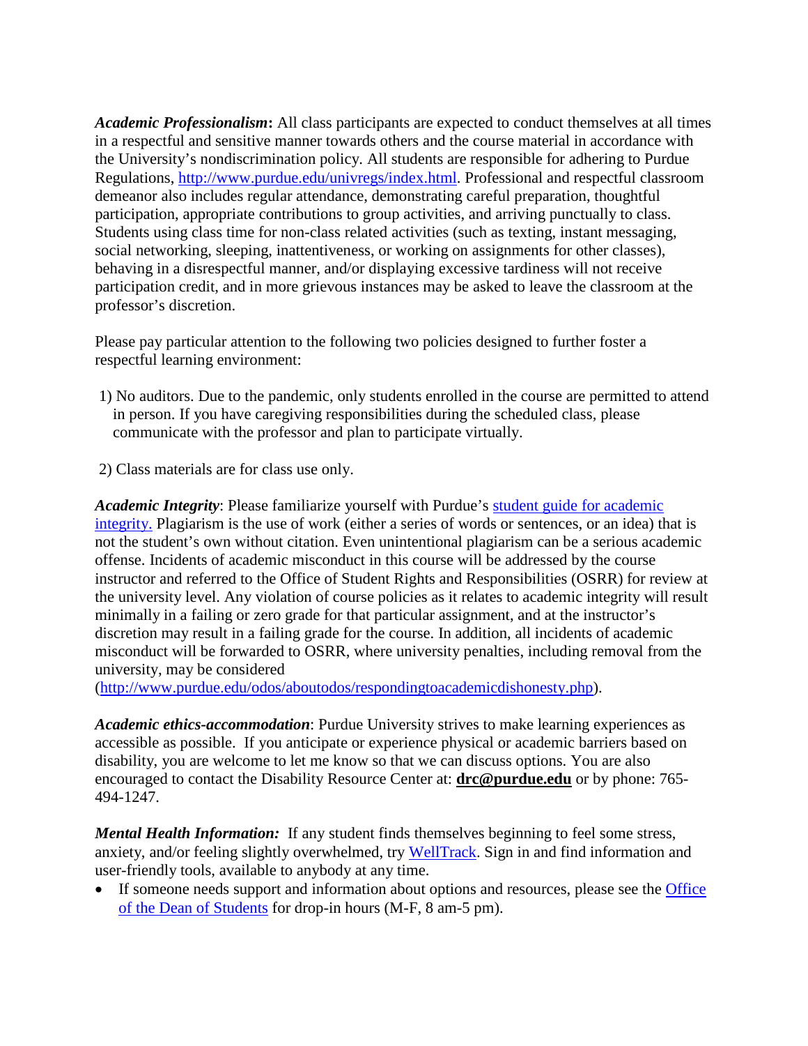***Academic Professionalism*****:** All class participants are expected to conduct themselves at all times in a respectful and sensitive manner towards others and the course material in accordance with the University's nondiscrimination policy. All students are responsible for adhering to Purdue Regulations, [http://www.purdue.edu/univregs/index.html](http://www.purdue.edu/univregs/index.html). Professional and respectful classroom demeanor also includes regular attendance, demonstrating careful preparation, thoughtful participation, appropriate contributions to group activities, and arriving punctually to class. Students using class time for non-class related activities (such as texting, instant messaging, social networking, sleeping, inattentiveness, or working on assignments for other classes), behaving in a disrespectful manner, and/or displaying excessive tardiness will not receive participation credit, and in more grievous instances may be asked to leave the classroom at the professor's discretion.

Please pay particular attention to the following two policies designed to further foster a respectful learning environment:

1) No auditors. Due to the pandemic, only students enrolled in the course are permitted to attend in person. If you have caregiving responsibilities during the scheduled class, please communicate with the professor and plan to participate virtually.

2) Class materials are for class use only.

***Academic Integrity***: Please familiarize yourself with Purdue's student guide for academic integrity. Plagiarism is the use of work (either a series of words or sentences, or an idea) that is not the student's own without citation. Even unintentional plagiarism can be a serious academic offense. Incidents of academic misconduct in this course will be addressed by the course instructor and referred to the Office of Student Rights and Responsibilities (OSRR) for review at the university level. Any violation of course policies as it relates to academic integrity will result minimally in a failing or zero grade for that particular assignment, and at the instructor's discretion may result in a failing grade for the course. In addition, all incidents of academic misconduct will be forwarded to OSRR, where university penalties, including removal from the university, may be considered ([http://www.purdue.edu/odos/aboutodos/respondingtoacademicdishonesty.php](http://www.purdue.edu/odos/aboutodos/respondingtoacademicdishonesty.php)).

***Academic ethics-accommodation***: Purdue University strives to make learning experiences as accessible as possible. If you anticipate or experience physical or academic barriers based on disability, you are welcome to let me know so that we can discuss options. You are also encouraged to contact the Disability Resource Center at: **drc@purdue.edu** or by phone: 765-494-1247.

***Mental Health Information:*** If any student finds themselves beginning to feel some stress, anxiety, and/or feeling slightly overwhelmed, try WellTrack. Sign in and find information and user-friendly tools, available to anybody at any time.

- If someone needs support and information about options and resources, please see the Office of the Dean of Students for drop-in hours (M-F, 8 am-5 pm).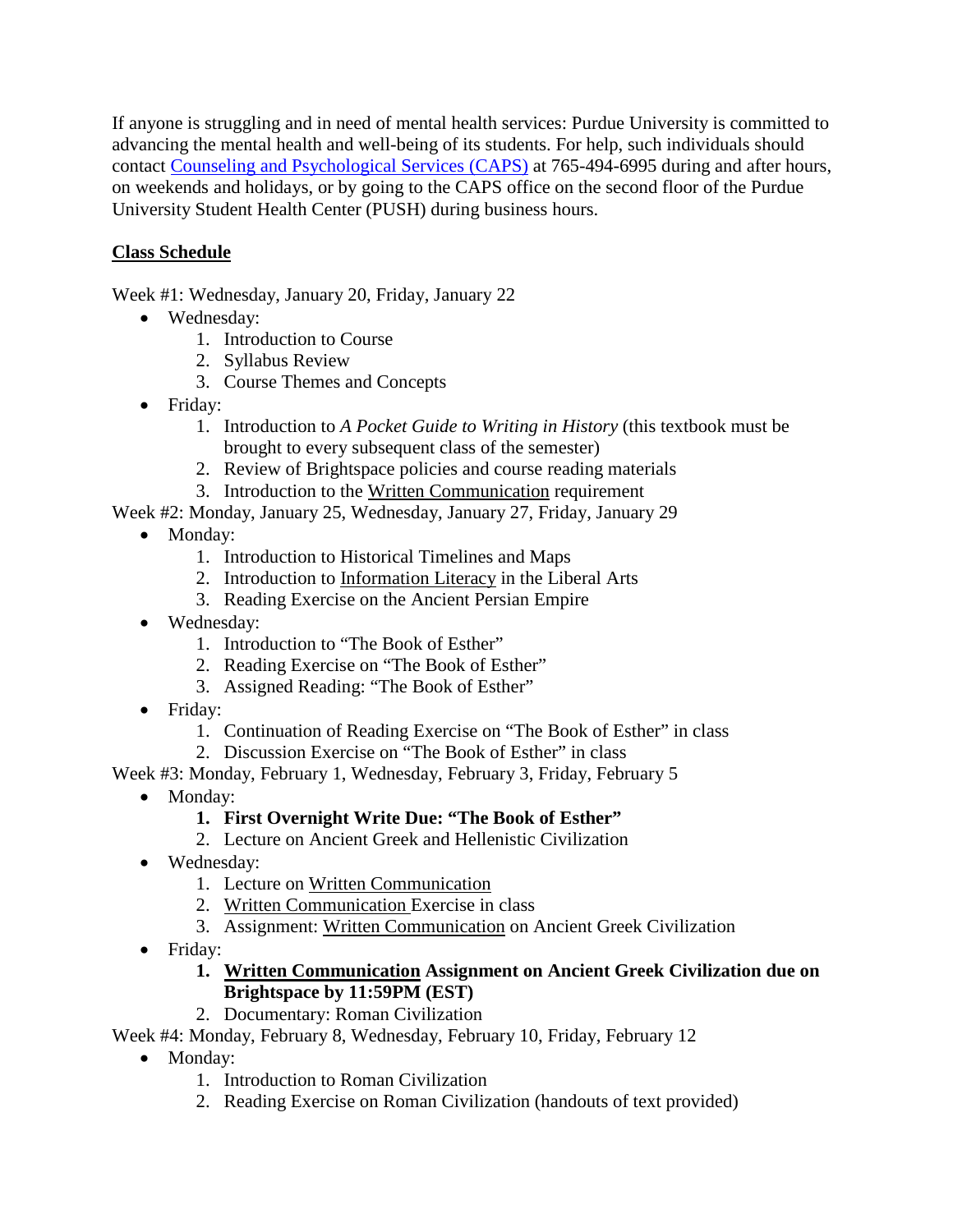If anyone is struggling and in need of mental health services: Purdue University is committed to advancing the mental health and well-being of its students. For help, such individuals should contact [Counseling and Psychological Services (CAPS)]() at 765-494-6995 during and after hours, on weekends and holidays, or by going to the CAPS office on the second floor of the Purdue University Student Health Center (PUSH) during business hours.

## Class Schedule

Week #1: Wednesday, January 20, Friday, January 22

- Wednesday:
    1. Introduction to Course
    2. Syllabus Review
    3. Course Themes and Concepts
- Friday:
    1. Introduction to *A Pocket Guide to Writing in History* (this textbook must be brought to every subsequent class of the semester)
    2. Review of Brightspace policies and course reading materials
    3. Introduction to the Written Communication requirement

Week #2: Monday, January 25, Wednesday, January 27, Friday, January 29

- Monday:
    1. Introduction to Historical Timelines and Maps
    2. Introduction to Information Literacy in the Liberal Arts
    3. Reading Exercise on the Ancient Persian Empire
- Wednesday:
    1. Introduction to "The Book of Esther"
    2. Reading Exercise on "The Book of Esther"
    3. Assigned Reading: "The Book of Esther"
- Friday:
    1. Continuation of Reading Exercise on "The Book of Esther" in class
    2. Discussion Exercise on "The Book of Esther" in class

Week #3: Monday, February 1, Wednesday, February 3, Friday, February 5

- Monday:
    1. **First Overnight Write Due: "The Book of Esther"**
    2. Lecture on Ancient Greek and Hellenistic Civilization
- Wednesday:
    1. Lecture on Written Communication
    2. Written Communication Exercise in class
    3. Assignment: Written Communication on Ancient Greek Civilization
- Friday:
    1. **Written Communication Assignment on Ancient Greek Civilization due on Brightspace by 11:59PM (EST)**
    2. Documentary: Roman Civilization

Week #4: Monday, February 8, Wednesday, February 10, Friday, February 12

- Monday:
    1. Introduction to Roman Civilization
    2. Reading Exercise on Roman Civilization (handouts of text provided)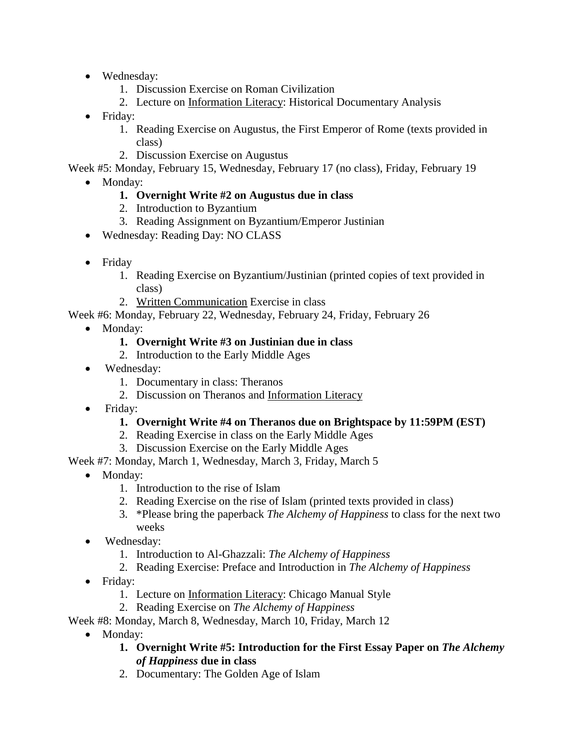- Wednesday:
    1. Discussion Exercise on Roman Civilization
    2. Lecture on <u>Information Literacy</u>: Historical Documentary Analysis
- Friday:
    1. Reading Exercise on Augustus, the First Emperor of Rome (texts provided in class)
    2. Discussion Exercise on Augustus

Week #5: Monday, February 15, Wednesday, February 17 (no class), Friday, February 19

- Monday:
    1. **Overnight Write #2 on Augustus due in class**
    2. Introduction to Byzantium
    3. Reading Assignment on Byzantium/Emperor Justinian
- Wednesday: Reading Day: NO CLASS
- Friday
    1. Reading Exercise on Byzantium/Justinian (printed copies of text provided in class)
    2. <u>Written Communication</u> Exercise in class

Week #6: Monday, February 22, Wednesday, February 24, Friday, February 26

- Monday:
    1. **Overnight Write #3 on Justinian due in class**
    2. Introduction to the Early Middle Ages
- Wednesday:
    1. Documentary in class: Theranos
    2. Discussion on Theranos and <u>Information Literacy</u>
- Friday:
    1. **Overnight Write #4 on Theranos due on Brightspace by 11:59PM (EST)**
    2. Reading Exercise in class on the Early Middle Ages
    3. Discussion Exercise on the Early Middle Ages

Week #7: Monday, March 1, Wednesday, March 3, Friday, March 5

- Monday:
    1. Introduction to the rise of Islam
    2. Reading Exercise on the rise of Islam (printed texts provided in class)
    3. *Please bring the paperback *The Alchemy of Happiness* to class for the next two weeks
- Wednesday:
    1. Introduction to Al-Ghazzali: *The Alchemy of Happiness*
    2. Reading Exercise: Preface and Introduction in *The Alchemy of Happiness*
- Friday:
    1. Lecture on <u>Information Literacy</u>: Chicago Manual Style
    2. Reading Exercise on *The Alchemy of Happiness*

Week #8: Monday, March 8, Wednesday, March 10, Friday, March 12

- Monday:
    1. **Overnight Write #5: Introduction for the First Essay Paper on *The Alchemy of Happiness* due in class**
    2. Documentary: The Golden Age of Islam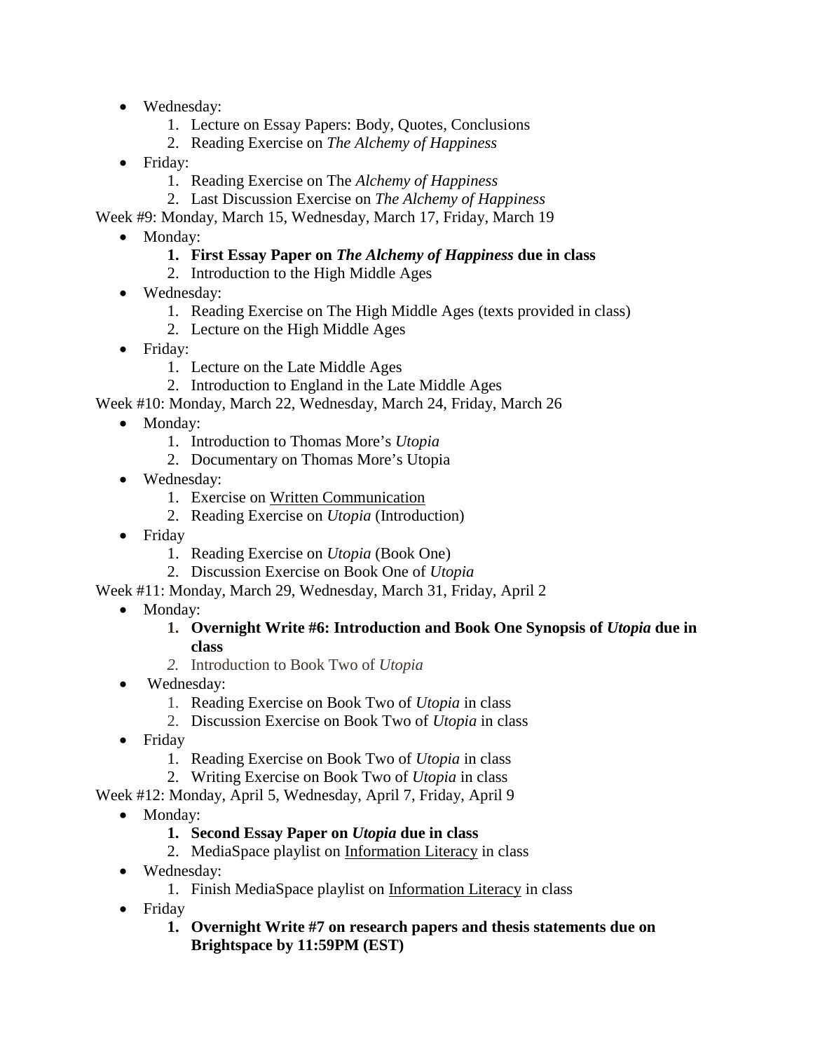- Wednesday:
    1. Lecture on Essay Papers: Body, Quotes, Conclusions
    2. Reading Exercise on *The Alchemy of Happiness*
- Friday:
    1. Reading Exercise on The *Alchemy of Happiness*
    2. Last Discussion Exercise on *The Alchemy of Happiness*

Week #9: Monday, March 15, Wednesday, March 17, Friday, March 19

- Monday:
    1. **First Essay Paper on *The Alchemy of Happiness* due in class**
    2. Introduction to the High Middle Ages
- Wednesday:
    1. Reading Exercise on The High Middle Ages (texts provided in class)
    2. Lecture on the High Middle Ages
- Friday:
    1. Lecture on the Late Middle Ages
    2. Introduction to England in the Late Middle Ages

Week #10: Monday, March 22, Wednesday, March 24, Friday, March 26

- Monday:
    1. Introduction to Thomas More's *Utopia*
    2. Documentary on Thomas More's Utopia
- Wednesday:
    1. Exercise on <u>Written Communication</u>
    2. Reading Exercise on *Utopia* (Introduction)
- Friday
    1. Reading Exercise on *Utopia* (Book One)
    2. Discussion Exercise on Book One of *Utopia*

Week #11: Monday, March 29, Wednesday, March 31, Friday, April 2

- Monday:
    1. **Overnight Write #6: Introduction and Book One Synopsis of *Utopia* due in class**
    2. Introduction to Book Two of *Utopia*
- Wednesday:
    1. Reading Exercise on Book Two of *Utopia* in class
    2. Discussion Exercise on Book Two of *Utopia* in class
- Friday
    1. Reading Exercise on Book Two of *Utopia* in class
    2. Writing Exercise on Book Two of *Utopia* in class

Week #12: Monday, April 5, Wednesday, April 7, Friday, April 9

- Monday:
    1. **Second Essay Paper on *Utopia* due in class**
    2. MediaSpace playlist on <u>Information Literacy</u> in class
- Wednesday:
    1. Finish MediaSpace playlist on <u>Information Literacy</u> in class
- Friday
    1. **Overnight Write #7 on research papers and thesis statements due on Brightspace by 11:59PM (EST)**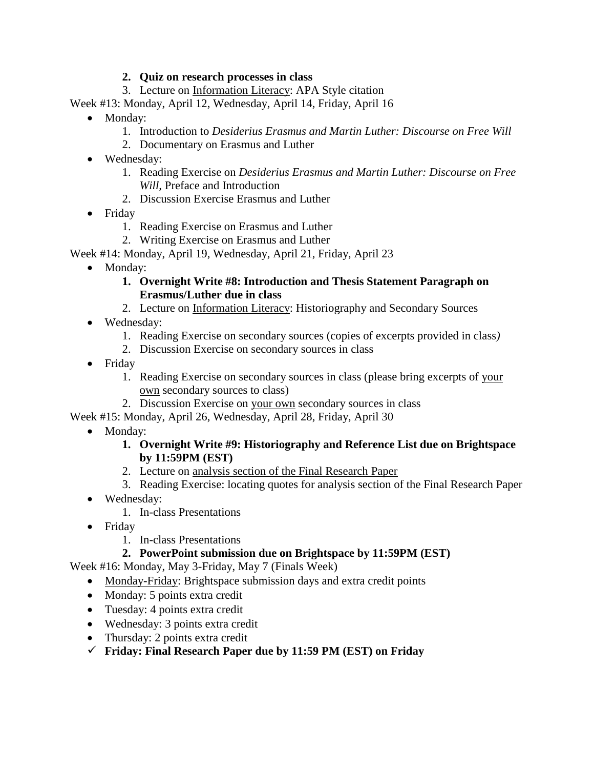2. **Quiz on research processes in class**
   3. Lecture on <u>Information Literacy</u>: APA Style citation

Week #13: Monday, April 12, Wednesday, April 14, Friday, April 16

- Monday:
   1. Introduction to *Desiderius Erasmus and Martin Luther: Discourse on Free Will*
   2. Documentary on Erasmus and Luther
- Wednesday:
   1. Reading Exercise on *Desiderius Erasmus and Martin Luther: Discourse on Free Will,* Preface and Introduction
   2. Discussion Exercise Erasmus and Luther
- Friday
   1. Reading Exercise on Erasmus and Luther
   2. Writing Exercise on Erasmus and Luther

Week #14: Monday, April 19, Wednesday, April 21, Friday, April 23

- Monday:
   1. **Overnight Write #8: Introduction and Thesis Statement Paragraph on Erasmus/Luther due in class**
   2. Lecture on <u>Information Literacy</u>: Historiography and Secondary Sources
- Wednesday:
   1. Reading Exercise on secondary sources (copies of excerpts provided in class*)*
   2. Discussion Exercise on secondary sources in class
- Friday
   1. Reading Exercise on secondary sources in class (please bring excerpts of <u>your own</u> secondary sources to class)
   2. Discussion Exercise on <u>your own</u> secondary sources in class

Week #15: Monday, April 26, Wednesday, April 28, Friday, April 30

- Monday:
   1. **Overnight Write #9: Historiography and Reference List due on Brightspace by 11:59PM (EST)**
   2. Lecture on <u>analysis section of the Final Research Paper</u>
   3. Reading Exercise: locating quotes for analysis section of the Final Research Paper
- Wednesday:
   1. In-class Presentations
- Friday
   1. In-class Presentations
   2. **PowerPoint submission due on Brightspace by 11:59PM (EST)**

Week #16: Monday, May 3-Friday, May 7 (Finals Week)

- <u>Monday-Friday</u>: Brightspace submission days and extra credit points
- Monday: 5 points extra credit
- Tuesday: 4 points extra credit
- Wednesday: 3 points extra credit
- Thursday: 2 points extra credit
- ✓ **Friday: Final Research Paper due by 11:59 PM (EST) on Friday**